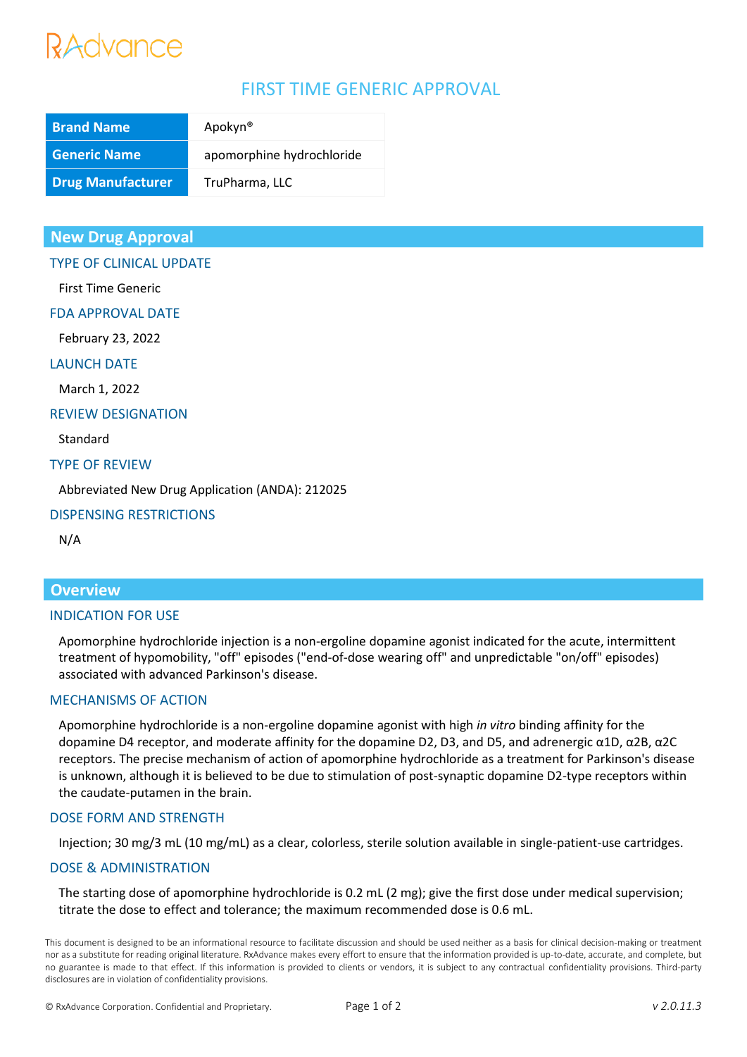RxAdvance

# FIRST TIME GENERIC APPROVAL

| Brand Name | Apokyn® |
|---|---|
| Generic Name | apomorphine hydrochloride |
| Drug Manufacturer | TruPharma, LLC |

## New Drug Approval

### TYPE OF CLINICAL UPDATE

First Time Generic

### FDA APPROVAL DATE

February 23, 2022

### LAUNCH DATE

March 1, 2022

### REVIEW DESIGNATION

Standard

### TYPE OF REVIEW

Abbreviated New Drug Application (ANDA): 212025

### DISPENSING RESTRICTIONS

N/A

## Overview

### INDICATION FOR USE

Apomorphine hydrochloride injection is a non-ergoline dopamine agonist indicated for the acute, intermittent treatment of hypomobility, "off" episodes ("end-of-dose wearing off" and unpredictable "on/off" episodes) associated with advanced Parkinson's disease.

### MECHANISMS OF ACTION

Apomorphine hydrochloride is a non-ergoline dopamine agonist with high *in vitro* binding affinity for the dopamine D4 receptor, and moderate affinity for the dopamine D2, D3, and D5, and adrenergic α1D, α2B, α2C receptors. The precise mechanism of action of apomorphine hydrochloride as a treatment for Parkinson's disease is unknown, although it is believed to be due to stimulation of post-synaptic dopamine D2-type receptors within the caudate-putamen in the brain.

### DOSE FORM AND STRENGTH

Injection; 30 mg/3 mL (10 mg/mL) as a clear, colorless, sterile solution available in single-patient-use cartridges.

### DOSE & ADMINISTRATION

The starting dose of apomorphine hydrochloride is 0.2 mL (2 mg); give the first dose under medical supervision; titrate the dose to effect and tolerance; the maximum recommended dose is 0.6 mL.

This document is designed to be an informational resource to facilitate discussion and should be used neither as a basis for clinical decision-making or treatment nor as a substitute for reading original literature. RxAdvance makes every effort to ensure that the information provided is up-to-date, accurate, and complete, but no guarantee is made to that effect. If this information is provided to clients or vendors, it is subject to any contractual confidentiality provisions. Third-party disclosures are in violation of confidentiality provisions.

© RxAdvance Corporation. Confidential and Proprietary.

*v 2.0.11.3*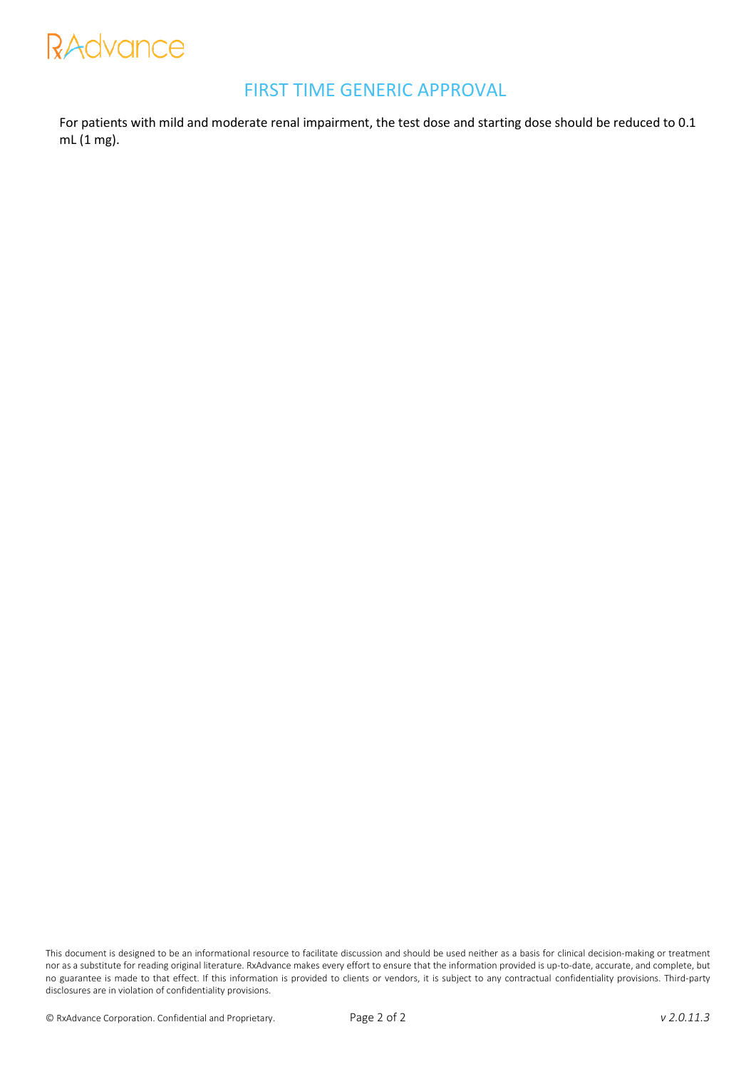## FIRST TIME GENERIC APPROVAL

For patients with mild and moderate renal impairment, the test dose and starting dose should be reduced to 0.1 mL (1 mg).

This document is designed to be an informational resource to facilitate discussion and should be used neither as a basis for clinical decision-making or treatment nor as a substitute for reading original literature. RxAdvance makes every effort to ensure that the information provided is up-to-date, accurate, and complete, but no guarantee is made to that effect. If this information is provided to clients or vendors, it is subject to any contractual confidentiality provisions. Third-party disclosures are in violation of confidentiality provisions.

© RxAdvance Corporation. Confidential and Proprietary.

*v 2.0.11.3*